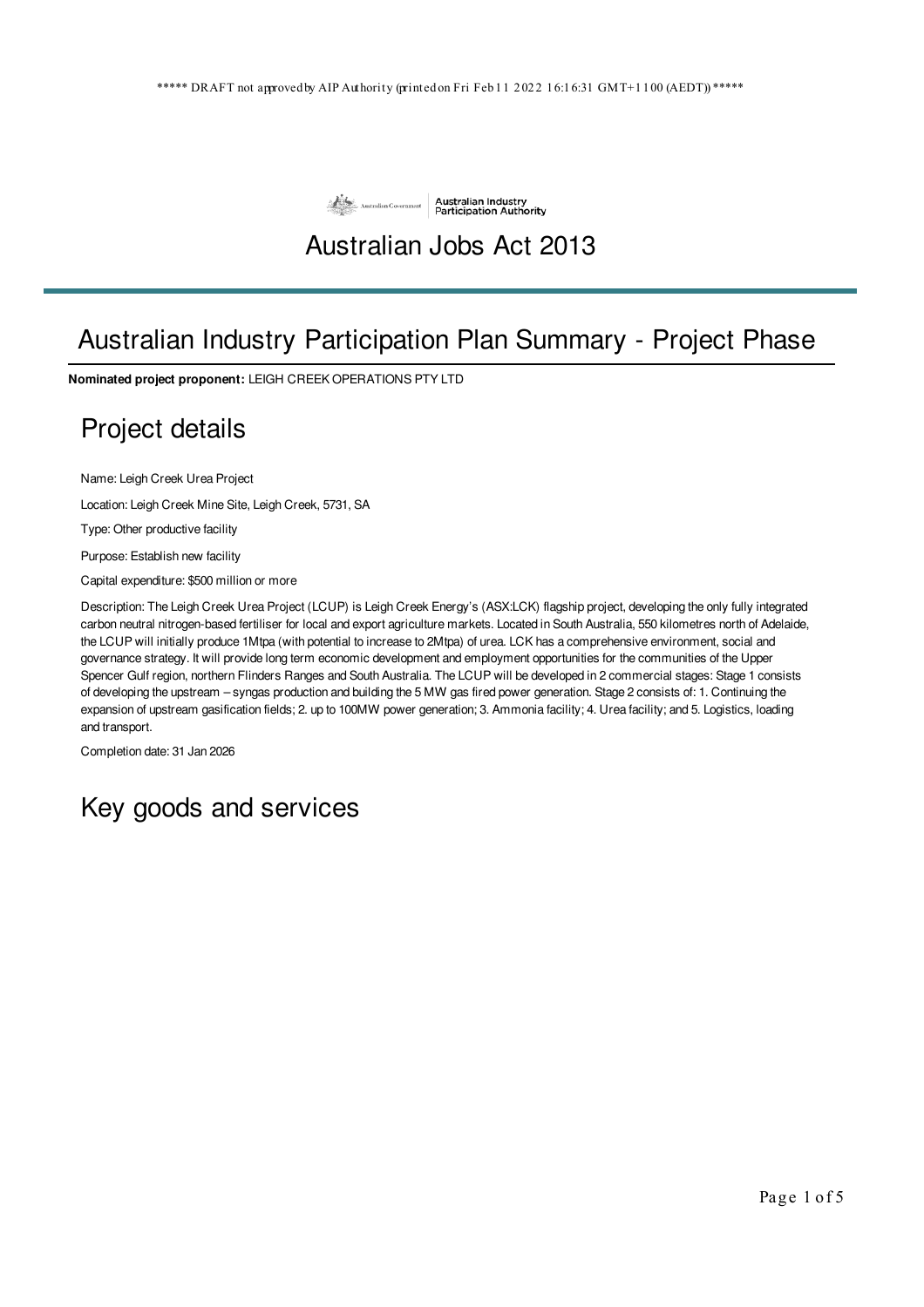***** DRAFT not approved by AIP Authority (printed on Fri Feb 11 2022 16:16:31 GMT+1100 (AEDT)) *****

Australian Government | Australian Industry Participation Authority

# Australian Jobs Act 2013

## Australian Industry Participation Plan Summary - Project Phase

**Nominated project proponent:** LEIGH CREEK OPERATIONS PTY LTD

## Project details

Name: Leigh Creek Urea Project

Location: Leigh Creek Mine Site, Leigh Creek, 5731, SA

Type: Other productive facility

Purpose: Establish new facility

Capital expenditure: $500 million or more

Description: The Leigh Creek Urea Project (LCUP) is Leigh Creek Energy's (ASX:LCK) flagship project, developing the only fully integrated carbon neutral nitrogen-based fertiliser for local and export agriculture markets. Located in South Australia, 550 kilometres north of Adelaide, the LCUP will initially produce 1Mtpa (with potential to increase to 2Mtpa) of urea. LCK has a comprehensive environment, social and governance strategy. It will provide long term economic development and employment opportunities for the communities of the Upper Spencer Gulf region, northern Flinders Ranges and South Australia. The LCUP will be developed in 2 commercial stages: Stage 1 consists of developing the upstream – syngas production and building the 5 MW gas fired power generation. Stage 2 consists of: 1. Continuing the expansion of upstream gasification fields; 2. up to 100MW power generation; 3. Ammonia facility; 4. Urea facility; and 5. Logistics, loading and transport.

Completion date: 31 Jan 2026

## Key goods and services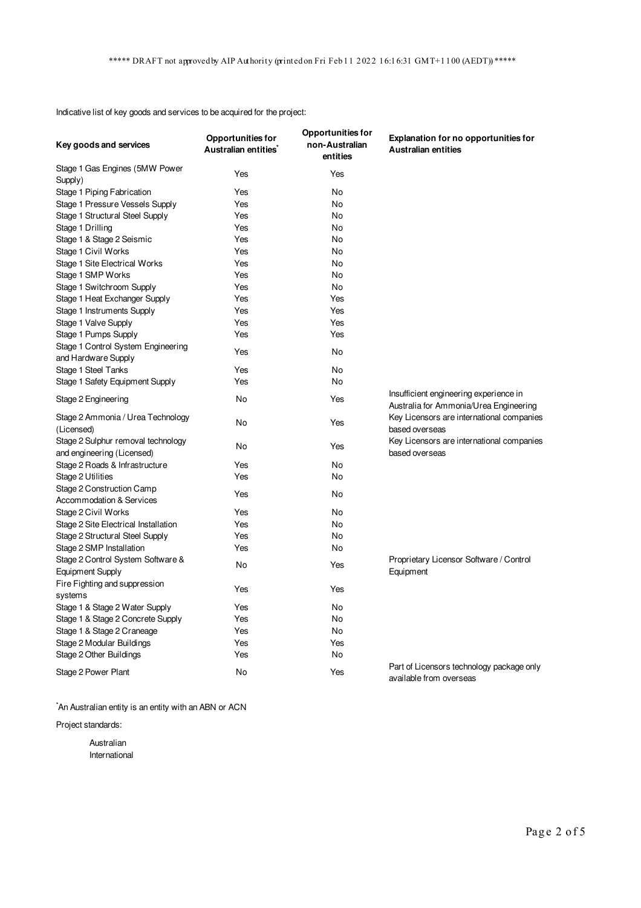Indicative list of key goods and services to be acquired for the project:

| Key goods and services | Opportunities for Australian entities* | Opportunities for non-Australian entities | Explanation for no opportunities for Australian entities |
|---|---|---|---|
| Stage 1 Gas Engines (5MW Power Supply) | Yes | Yes | |
| Stage 1 Piping Fabrication | Yes | No | |
| Stage 1 Pressure Vessels Supply | Yes | No | |
| Stage 1 Structural Steel Supply | Yes | No | |
| Stage 1 Drilling | Yes | No | |
| Stage 1 & Stage 2 Seismic | Yes | No | |
| Stage 1 Civil Works | Yes | No | |
| Stage 1 Site Electrical Works | Yes | No | |
| Stage 1 SMP Works | Yes | No | |
| Stage 1 Switchroom Supply | Yes | No | |
| Stage 1 Heat Exchanger Supply | Yes | Yes | |
| Stage 1 Instruments Supply | Yes | Yes | |
| Stage 1 Valve Supply | Yes | Yes | |
| Stage 1 Pumps Supply | Yes | Yes | |
| Stage 1 Control System Engineering and Hardware Supply | Yes | No | |
| Stage 1 Steel Tanks | Yes | No | |
| Stage 1 Safety Equipment Supply | Yes | No | |
| Stage 2 Engineering | No | Yes | Insufficient engineering experience in Australia for Ammonia/Urea Engineering |
| Stage 2 Ammonia / Urea Technology (Licensed) | No | Yes | Key Licensors are international companies based overseas |
| Stage 2 Sulphur removal technology and engineering (Licensed) | No | Yes | Key Licensors are international companies based overseas |
| Stage 2 Roads & Infrastructure | Yes | No | |
| Stage 2 Utilities | Yes | No | |
| Stage 2 Construction Camp Accommodation & Services | Yes | No | |
| Stage 2 Civil Works | Yes | No | |
| Stage 2 Site Electrical Installation | Yes | No | |
| Stage 2 Structural Steel Supply | Yes | No | |
| Stage 2 SMP Installation | Yes | No | |
| Stage 2 Control System Software & Equipment Supply | No | Yes | Proprietary Licensor Software / Control Equipment |
| Fire Fighting and suppression systems | Yes | Yes | |
| Stage 1 & Stage 2 Water Supply | Yes | No | |
| Stage 1 & Stage 2 Concrete Supply | Yes | No | |
| Stage 1 & Stage 2 Craneage | Yes | No | |
| Stage 2 Modular Buildings | Yes | Yes | |
| Stage 2 Other Buildings | Yes | No | |
| Stage 2 Power Plant | No | Yes | Part of Licensors technology package only available from overseas |

*An Australian entity is an entity with an ABN or ACN

Project standards:

Australian
International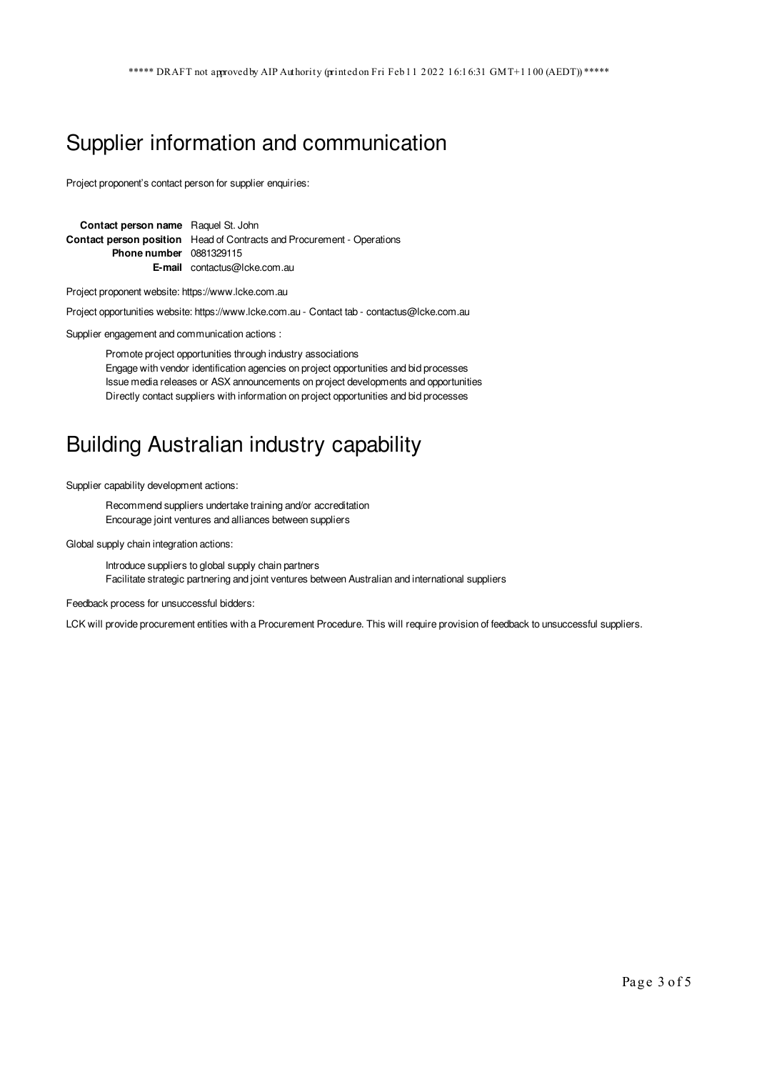# Supplier information and communication

Project proponent's contact person for supplier enquiries:

| | |
|---|---|
| **Contact person name** | Raquel St. John |
| **Contact person position** | Head of Contracts and Procurement - Operations |
| **Phone number** | 0881329115 |
| **E-mail** | contactus@lcke.com.au |

Project proponent website: https://www.lcke.com.au

Project opportunities website: https://www.lcke.com.au - Contact tab - contactus@lcke.com.au

Supplier engagement and communication actions :

- Promote project opportunities through industry associations
- Engage with vendor identification agencies on project opportunities and bid processes
- Issue media releases or ASX announcements on project developments and opportunities
- Directly contact suppliers with information on project opportunities and bid processes

# Building Australian industry capability

Supplier capability development actions:

- Recommend suppliers undertake training and/or accreditation
- Encourage joint ventures and alliances between suppliers

Global supply chain integration actions:

- Introduce suppliers to global supply chain partners
- Facilitate strategic partnering and joint ventures between Australian and international suppliers

Feedback process for unsuccessful bidders:

LCK will provide procurement entities with a Procurement Procedure. This will require provision of feedback to unsuccessful suppliers.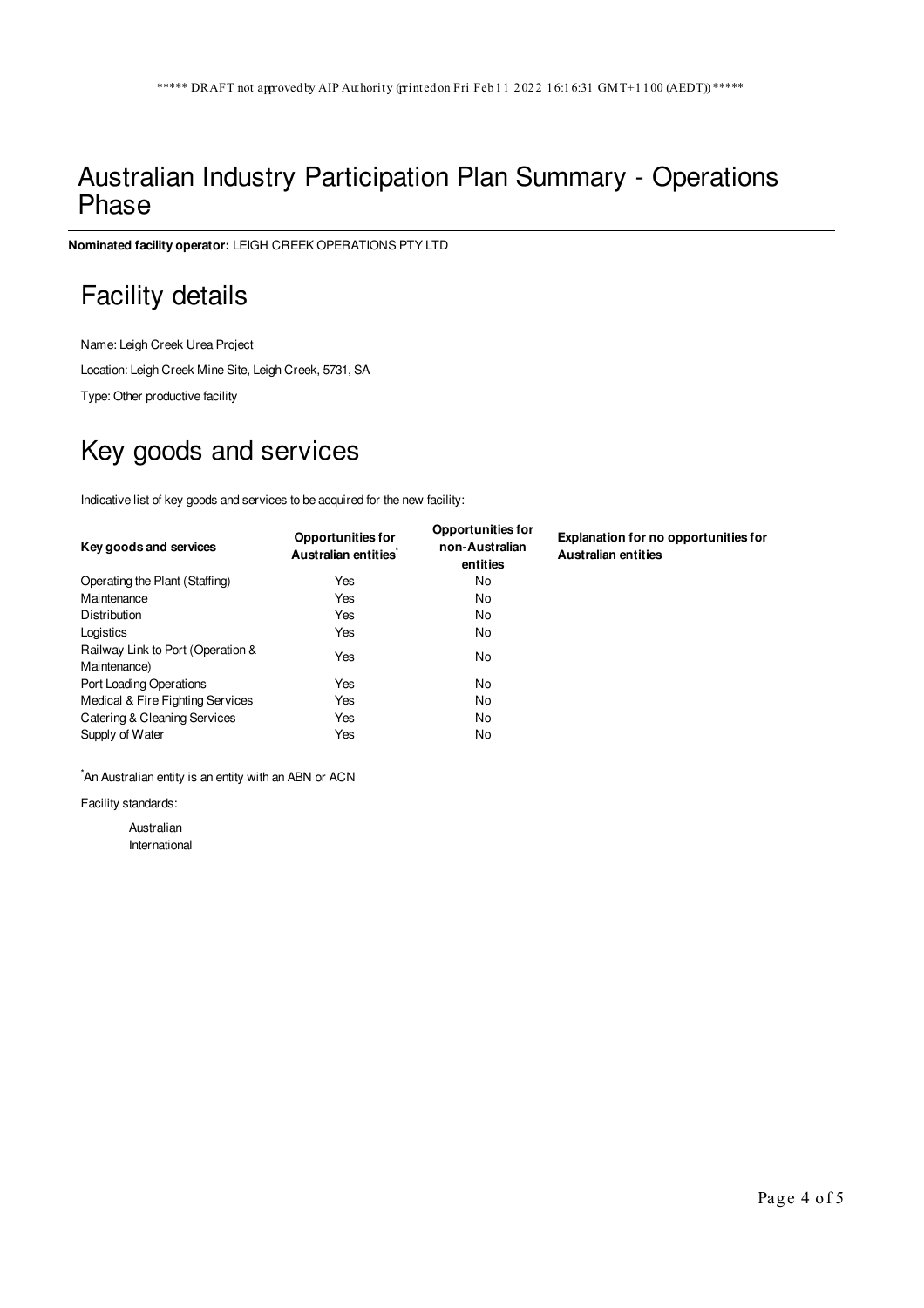# Australian Industry Participation Plan Summary - Operations Phase

**Nominated facility operator:** LEIGH CREEK OPERATIONS PTY LTD

## Facility details

Name: Leigh Creek Urea Project

Location: Leigh Creek Mine Site, Leigh Creek, 5731, SA

Type: Other productive facility

## Key goods and services

Indicative list of key goods and services to be acquired for the new facility:

| Key goods and services | Opportunities for Australian entities* | Opportunities for non-Australian entities | Explanation for no opportunities for Australian entities |
|---|---|---|---|
| Operating the Plant (Staffing) | Yes | No | |
| Maintenance | Yes | No | |
| Distribution | Yes | No | |
| Logistics | Yes | No | |
| Railway Link to Port (Operation & Maintenance) | Yes | No | |
| Port Loading Operations | Yes | No | |
| Medical & Fire Fighting Services | Yes | No | |
| Catering & Cleaning Services | Yes | No | |
| Supply of Water | Yes | No | |

*An Australian entity is an entity with an ABN or ACN

Facility standards:

- Australian
- International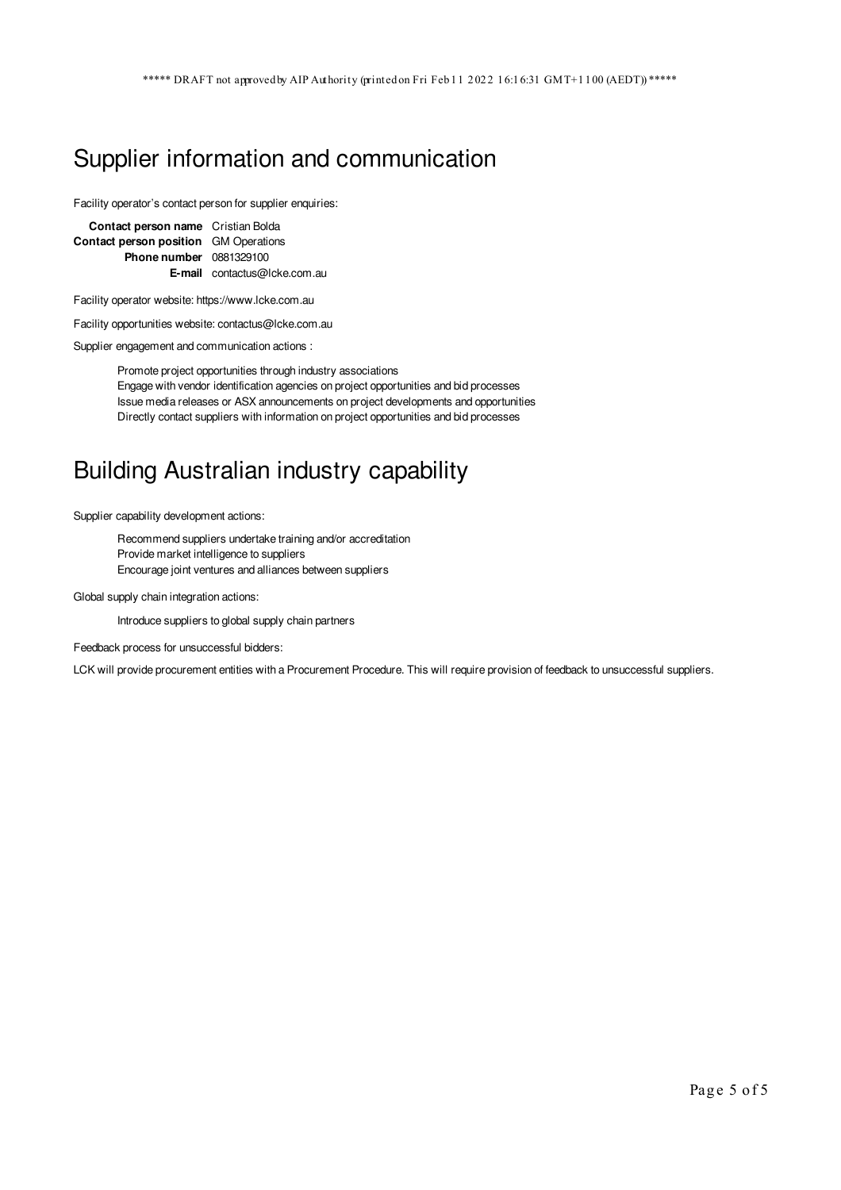## Supplier information and communication

Facility operator's contact person for supplier enquiries:

| | |
|---|---|
| **Contact person name** | Cristian Bolda |
| **Contact person position** | GM Operations |
| **Phone number** | 0881329100 |
| **E-mail** | contactus@lcke.com.au |

Facility operator website: https://www.lcke.com.au

Facility opportunities website: contactus@lcke.com.au

Supplier engagement and communication actions :

- Promote project opportunities through industry associations
- Engage with vendor identification agencies on project opportunities and bid processes
- Issue media releases or ASX announcements on project developments and opportunities
- Directly contact suppliers with information on project opportunities and bid processes

## Building Australian industry capability

Supplier capability development actions:

- Recommend suppliers undertake training and/or accreditation
- Provide market intelligence to suppliers
- Encourage joint ventures and alliances between suppliers

Global supply chain integration actions:

- Introduce suppliers to global supply chain partners

Feedback process for unsuccessful bidders:

LCK will provide procurement entities with a Procurement Procedure. This will require provision of feedback to unsuccessful suppliers.